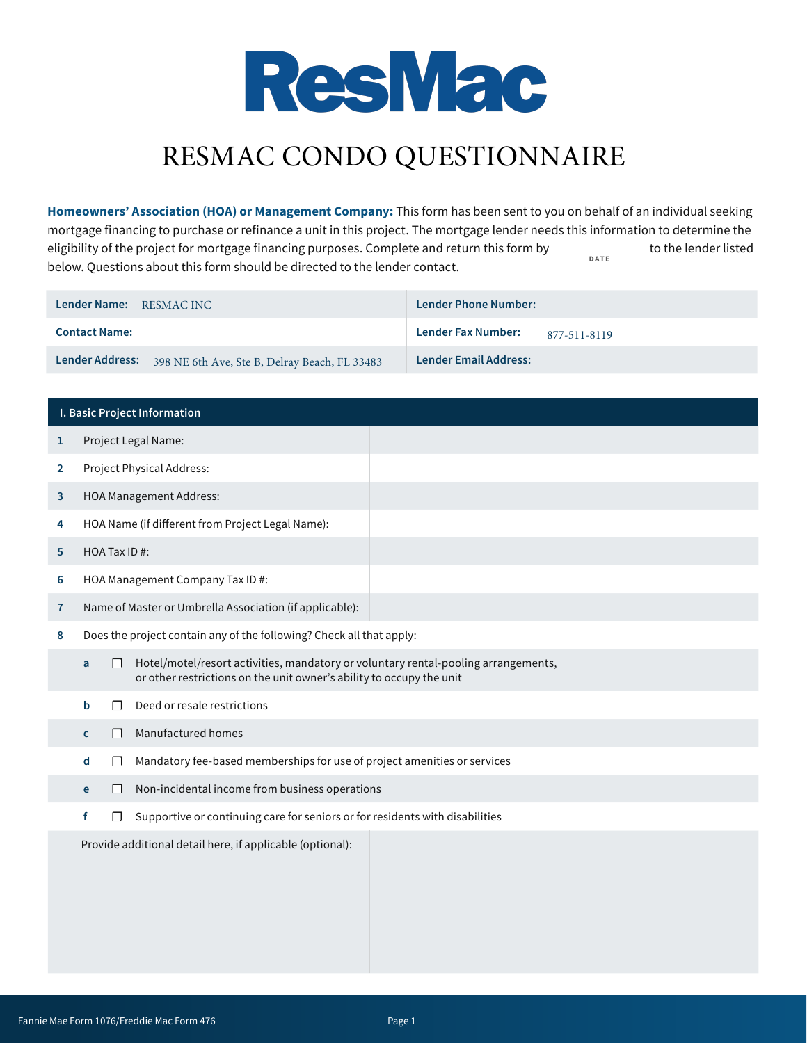# ResMac

# RESMAC CONDO QUESTIONNAIRE

**Homeowners' Association (HOA) or Management Company:** This form has been sent to you on behalf of an individual seeking mortgage financing to purchase or refinance a unit in this project. The mortgage lender needs this information to determine the eligibility of the project for mortgage financing purposes. Complete and return this form by ____________ (DATE) to the lender listed below. Questions about this form should be directed to the lender contact.

| | |
|---|---|
| **Lender Name:** RESMAC INC | **Lender Phone Number:** |
| **Contact Name:** | **Lender Fax Number:** 877-511-8119 |
| **Lender Address:** 398 NE 6th Ave, Ste B, Delray Beach, FL 33483 | **Lender Email Address:** |

## I. Basic Project Information

| | | |
|---|---|---|
| 1 | Project Legal Name: | |
| 2 | Project Physical Address: | |
| 3 | HOA Management Address: | |
| 4 | HOA Name (if different from Project Legal Name): | |
| 5 | HOA Tax ID #: | |
| 6 | HOA Management Company Tax ID #: | |
| 7 | Name of Master or Umbrella Association (if applicable): | |

8. Does the project contain any of the following? Check all that apply:

- a ☐ Hotel/motel/resort activities, mandatory or voluntary rental-pooling arrangements, or other restrictions on the unit owner's ability to occupy the unit
- b ☐ Deed or resale restrictions
- c ☐ Manufactured homes
- d ☐ Mandatory fee-based memberships for use of project amenities or services
- e ☐ Non-incidental income from business operations
- f ☐ Supportive or continuing care for seniors or for residents with disabilities

Provide additional detail here, if applicable (optional):

Fannie Mae Form 1076/Freddie Mac Form 476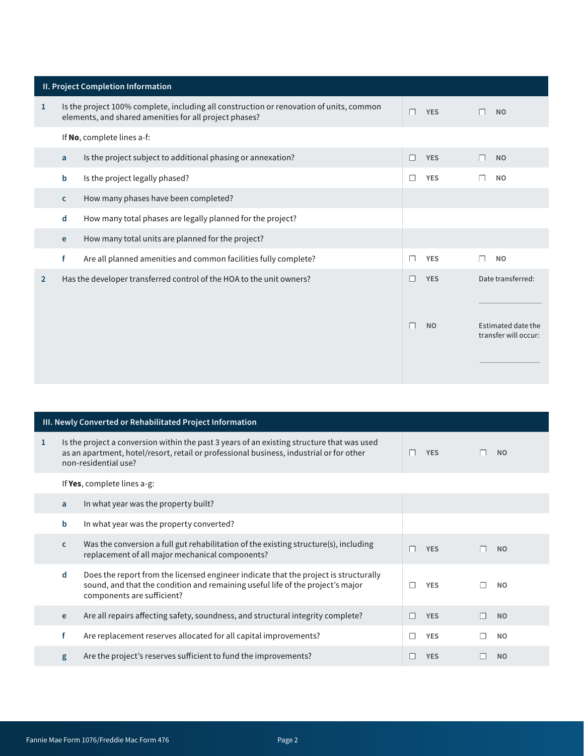## II. Project Completion Information

| # | | Question | | |
|---|---|---|---|---|
| 1 | | Is the project 100% complete, including all construction or renovation of units, common elements, and shared amenities for all project phases? | ☐ YES | ☐ NO |
| | | If **No**, complete lines a-f: | | |
| | a | Is the project subject to additional phasing or annexation? | ☐ YES | ☐ NO |
| | b | Is the project legally phased? | ☐ YES | ☐ NO |
| | c | How many phases have been completed? | | |
| | d | How many total phases are legally planned for the project? | | |
| | e | How many total units are planned for the project? | | |
| | f | Are all planned amenities and common facilities fully complete? | ☐ YES | ☐ NO |
| 2 | | Has the developer transferred control of the HOA to the unit owners? | ☐ YES | Date transferred: ____________ |
| | | | ☐ NO | Estimated date the transfer will occur: ____________ |

## III. Newly Converted or Rehabilitated Project Information

| # | | Question | | |
|---|---|---|---|---|
| 1 | | Is the project a conversion within the past 3 years of an existing structure that was used as an apartment, hotel/resort, retail or professional business, industrial or for other non-residential use? | ☐ YES | ☐ NO |
| | | If **Yes**, complete lines a-g: | | |
| | a | In what year was the property built? | | |
| | b | In what year was the property converted? | | |
| | c | Was the conversion a full gut rehabilitation of the existing structure(s), including replacement of all major mechanical components? | ☐ YES | ☐ NO |
| | d | Does the report from the licensed engineer indicate that the project is structurally sound, and that the condition and remaining useful life of the project's major components are sufficient? | ☐ YES | ☐ NO |
| | e | Are all repairs affecting safety, soundness, and structural integrity complete? | ☐ YES | ☐ NO |
| | f | Are replacement reserves allocated for all capital improvements? | ☐ YES | ☐ NO |
| | g | Are the project's reserves sufficient to fund the improvements? | ☐ YES | ☐ NO |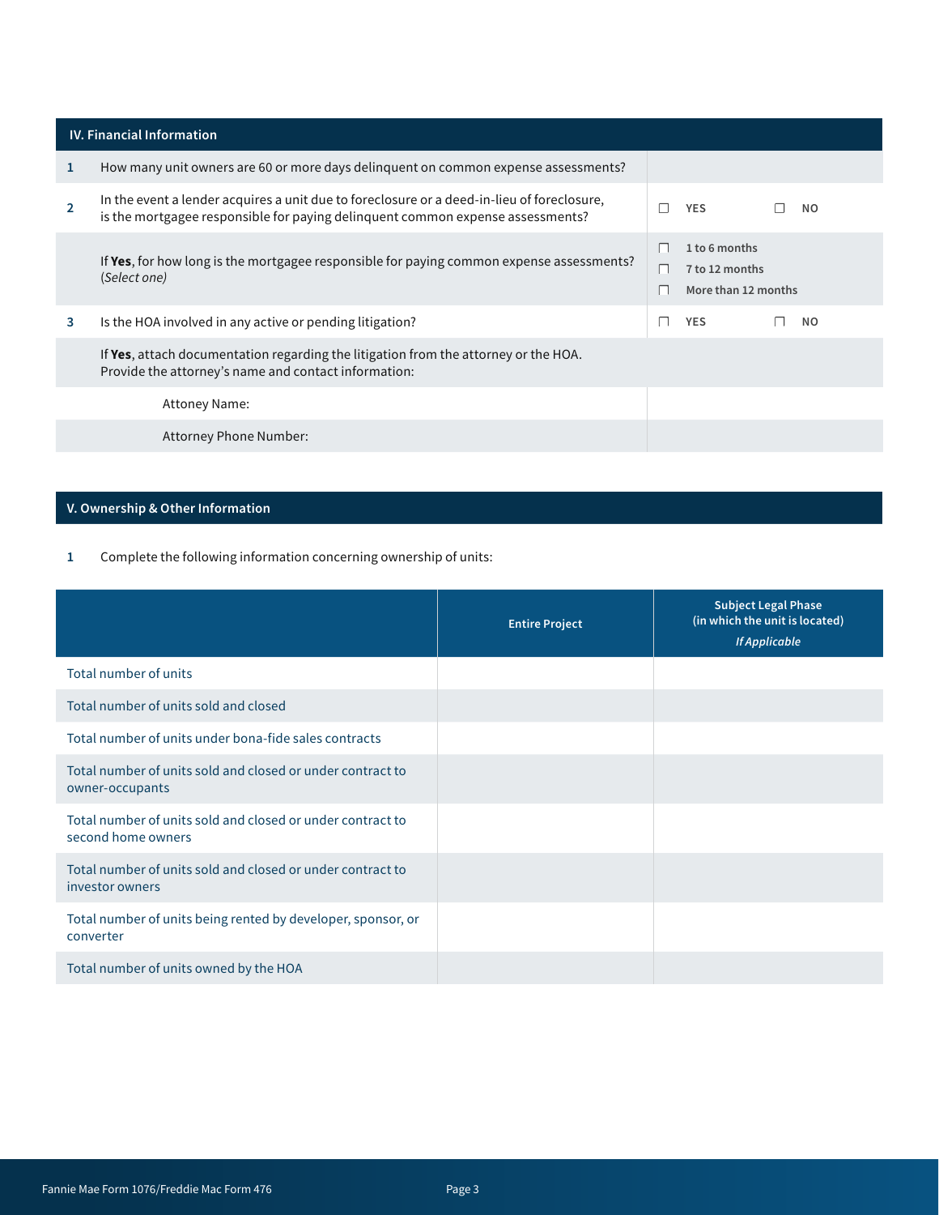## IV. Financial Information

| | | |
|---|---|---|
| 1 | How many unit owners are 60 or more days delinquent on common expense assessments? | |
| 2 | In the event a lender acquires a unit due to foreclosure or a deed-in-lieu of foreclosure, is the mortgagee responsible for paying delinquent common expense assessments? | ☐ YES ☐ NO |
| | If **Yes**, for how long is the mortgagee responsible for paying common expense assessments? (*Select one*) | ☐ 1 to 6 months<br>☐ 7 to 12 months<br>☐ More than 12 months |
| 3 | Is the HOA involved in any active or pending litigation? | ☐ YES ☐ NO |
| | If **Yes**, attach documentation regarding the litigation from the attorney or the HOA. Provide the attorney's name and contact information: | |
| | Attoney Name: | |
| | Attorney Phone Number: | |

## V. Ownership & Other Information

1 Complete the following information concerning ownership of units:

| | Entire Project | Subject Legal Phase (in which the unit is located) *If Applicable* |
|---|---|---|
| Total number of units | | |
| Total number of units sold and closed | | |
| Total number of units under bona-fide sales contracts | | |
| Total number of units sold and closed or under contract to owner-occupants | | |
| Total number of units sold and closed or under contract to second home owners | | |
| Total number of units sold and closed or under contract to investor owners | | |
| Total number of units being rented by developer, sponsor, or converter | | |
| Total number of units owned by the HOA | | |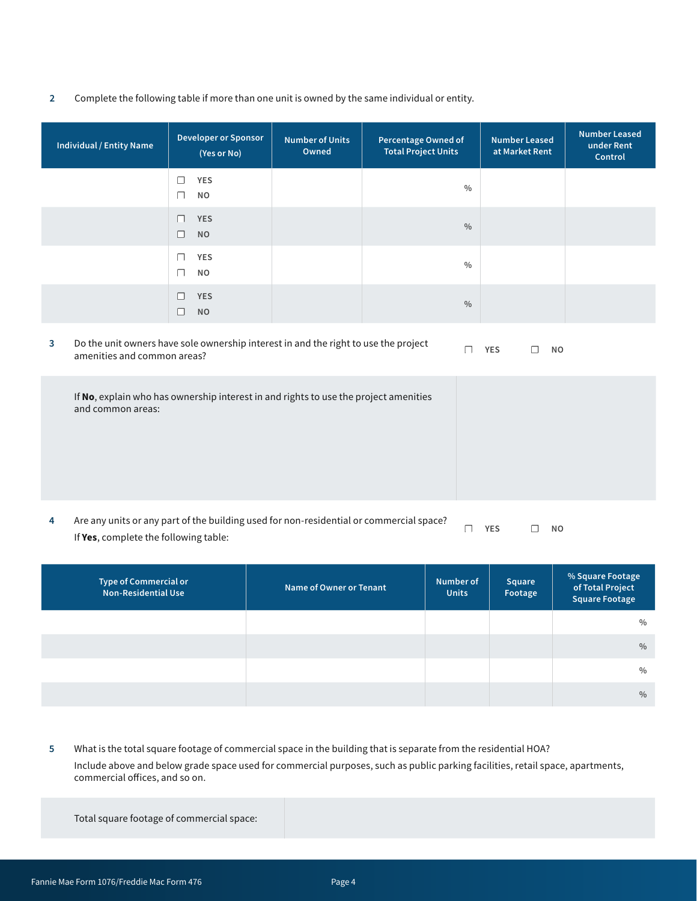2 Complete the following table if more than one unit is owned by the same individual or entity.

| Individual / Entity Name | Developer or Sponsor (Yes or No) | Number of Units Owned | Percentage Owned of Total Project Units | Number Leased at Market Rent | Number Leased under Rent Control |
|---|---|---|---|---|---|
| | ☐ YES ☐ NO | | % | | |
| | ☐ YES ☐ NO | | % | | |
| | ☐ YES ☐ NO | | % | | |
| | ☐ YES ☐ NO | | % | | |

3 Do the unit owners have sole ownership interest in and the right to use the project amenities and common areas? ☐ YES ☐ NO

| If **No**, explain who has ownership interest in and rights to use the project amenities and common areas: | |
|---|---|

4 Are any units or any part of the building used for non-residential or commercial space? ☐ YES ☐ NO
If **Yes**, complete the following table:

| Type of Commercial or Non-Residential Use | Name of Owner or Tenant | Number of Units | Square Footage | % Square Footage of Total Project Square Footage |
|---|---|---|---|---|
| | | | | % |
| | | | | % |
| | | | | % |
| | | | | % |

5 What is the total square footage of commercial space in the building that is separate from the residential HOA?
Include above and below grade space used for commercial purposes, such as public parking facilities, retail space, apartments, commercial offices, and so on.

| Total square footage of commercial space: | |
|---|---|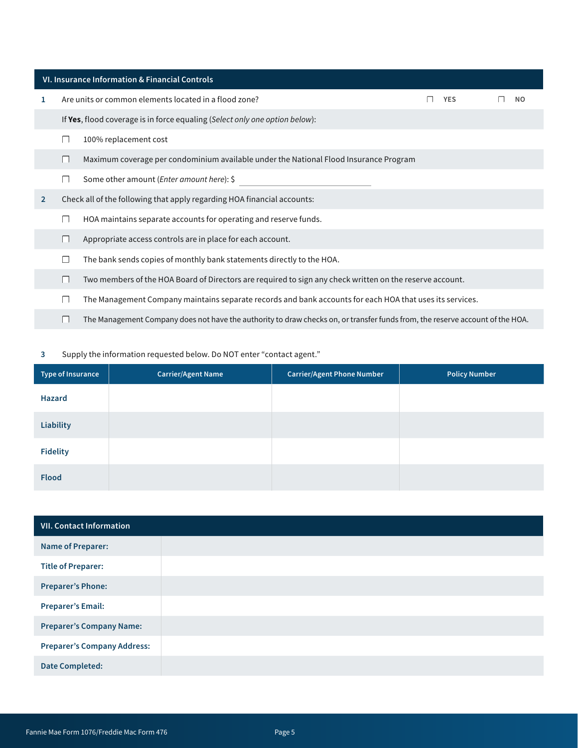## VI. Insurance Information & Financial Controls

**1** Are units or common elements located in a flood zone? ☐ YES ☐ NO

If **Yes**, flood coverage is in force equaling (*Select only one option below*):

- ☐ 100% replacement cost
- ☐ Maximum coverage per condominium available under the National Flood Insurance Program
- ☐ Some other amount (*Enter amount here*): $ ______________________

**2** Check all of the following that apply regarding HOA financial accounts:

- ☐ HOA maintains separate accounts for operating and reserve funds.
- ☐ Appropriate access controls are in place for each account.
- ☐ The bank sends copies of monthly bank statements directly to the HOA.
- ☐ Two members of the HOA Board of Directors are required to sign any check written on the reserve account.
- ☐ The Management Company maintains separate records and bank accounts for each HOA that uses its services.
- ☐ The Management Company does not have the authority to draw checks on, or transfer funds from, the reserve account of the HOA.

**3** Supply the information requested below. Do NOT enter "contact agent."

| Type of Insurance | Carrier/Agent Name | Carrier/Agent Phone Number | Policy Number |
|---|---|---|---|
| **Hazard** | | | |
| **Liability** | | | |
| **Fidelity** | | | |
| **Flood** | | | |

## VII. Contact Information

| | |
|---|---|
| **Name of Preparer:** | |
| **Title of Preparer:** | |
| **Preparer's Phone:** | |
| **Preparer's Email:** | |
| **Preparer's Company Name:** | |
| **Preparer's Company Address:** | |
| **Date Completed:** | |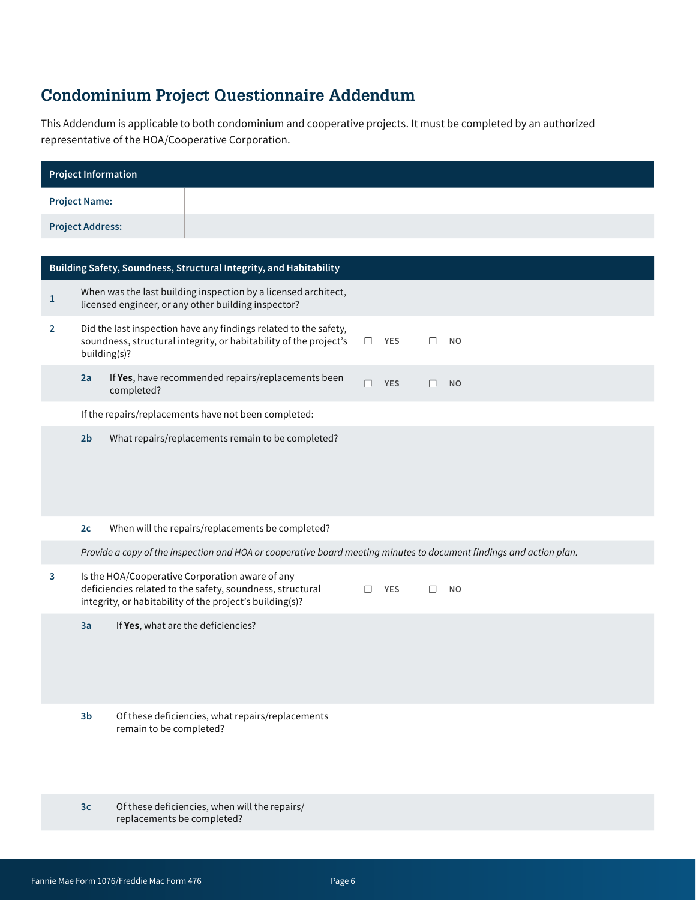# Condominium Project Questionnaire Addendum

This Addendum is applicable to both condominium and cooperative projects. It must be completed by an authorized representative of the HOA/Cooperative Corporation.

| Project Information | |
|---|---|
| **Project Name:** | |
| **Project Address:** | |

| Building Safety, Soundness, Structural Integrity, and Habitability | | |
|---|---|---|
| **1** | When was the last building inspection by a licensed architect, licensed engineer, or any other building inspector? | |
| **2** | Did the last inspection have any findings related to the safety, soundness, structural integrity, or habitability of the project's building(s)? | ☐ YES ☐ NO |
| **2a** | If **Yes**, have recommended repairs/replacements been completed? | ☐ YES ☐ NO |
| | If the repairs/replacements have not been completed: | |
| **2b** | What repairs/replacements remain to be completed? | |
| **2c** | When will the repairs/replacements be completed? | |
| | *Provide a copy of the inspection and HOA or cooperative board meeting minutes to document findings and action plan.* | |
| **3** | Is the HOA/Cooperative Corporation aware of any deficiencies related to the safety, soundness, structural integrity, or habitability of the project's building(s)? | ☐ YES ☐ NO |
| **3a** | If **Yes**, what are the deficiencies? | |
| **3b** | Of these deficiencies, what repairs/replacements remain to be completed? | |
| **3c** | Of these deficiencies, when will the repairs/replacements be completed? | |

Fannie Mae Form 1076/Freddie Mac Form 476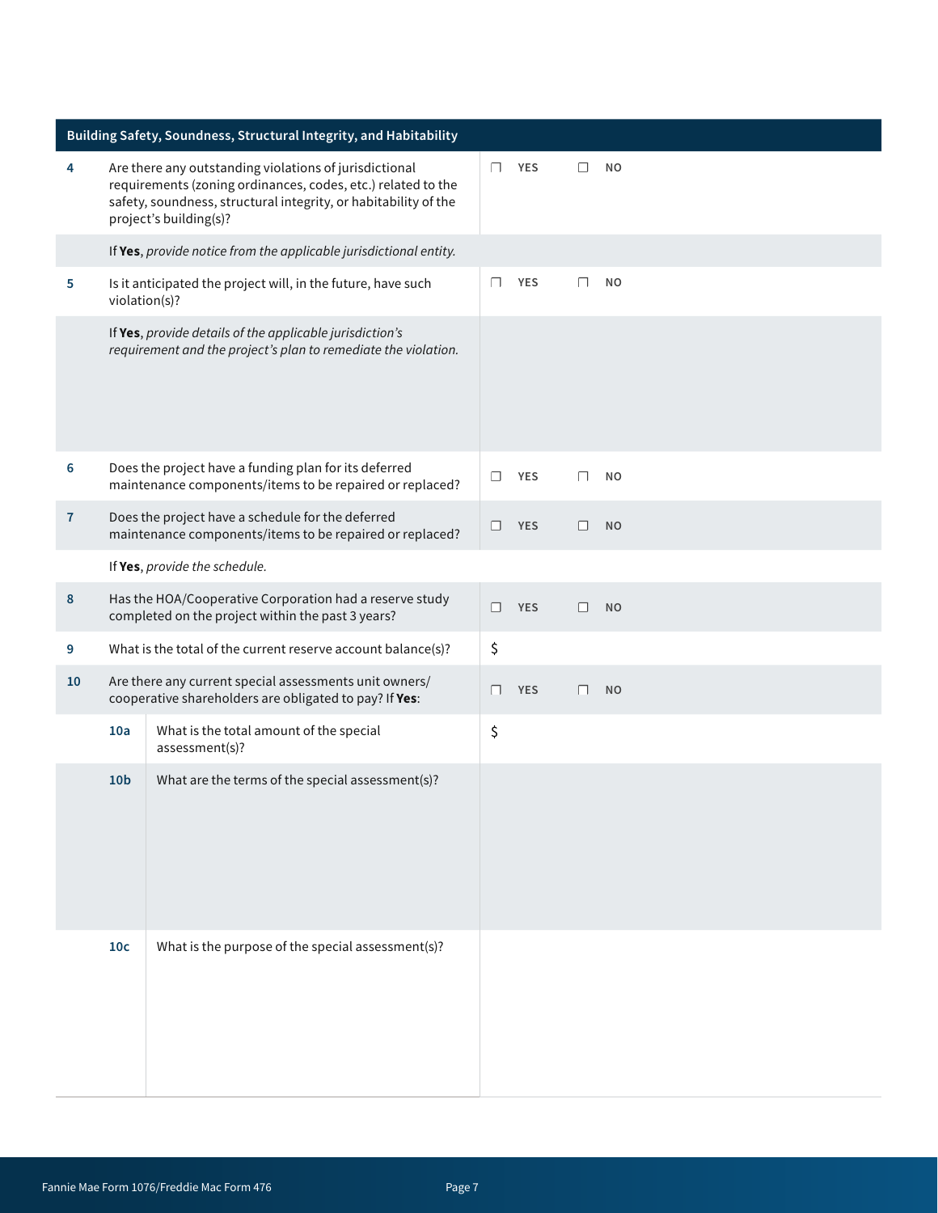## Building Safety, Soundness, Structural Integrity, and Habitability

| | | |
|---|---|---|
| **4** | Are there any outstanding violations of jurisdictional requirements (zoning ordinances, codes, etc.) related to the safety, soundness, structural integrity, or habitability of the project's building(s)? | ☐ YES ☐ NO |
| | If **Yes**, *provide notice from the applicable jurisdictional entity.* | |
| **5** | Is it anticipated the project will, in the future, have such violation(s)? | ☐ YES ☐ NO |
| | If **Yes**, *provide details of the applicable jurisdiction's requirement and the project's plan to remediate the violation.* | |
| **6** | Does the project have a funding plan for its deferred maintenance components/items to be repaired or replaced? | ☐ YES ☐ NO |
| **7** | Does the project have a schedule for the deferred maintenance components/items to be repaired or replaced? | ☐ YES ☐ NO |
| | If **Yes**, *provide the schedule.* | |
| **8** | Has the HOA/Cooperative Corporation had a reserve study completed on the project within the past 3 years? | ☐ YES ☐ NO |
| **9** | What is the total of the current reserve account balance(s)? | $ |
| **10** | Are there any current special assessments unit owners/ cooperative shareholders are obligated to pay? If **Yes**: | ☐ YES ☐ NO |
| **10a** | What is the total amount of the special assessment(s)? | $ |
| **10b** | What are the terms of the special assessment(s)? | |
| **10c** | What is the purpose of the special assessment(s)? | |

Fannie Mae Form 1076/Freddie Mac Form 476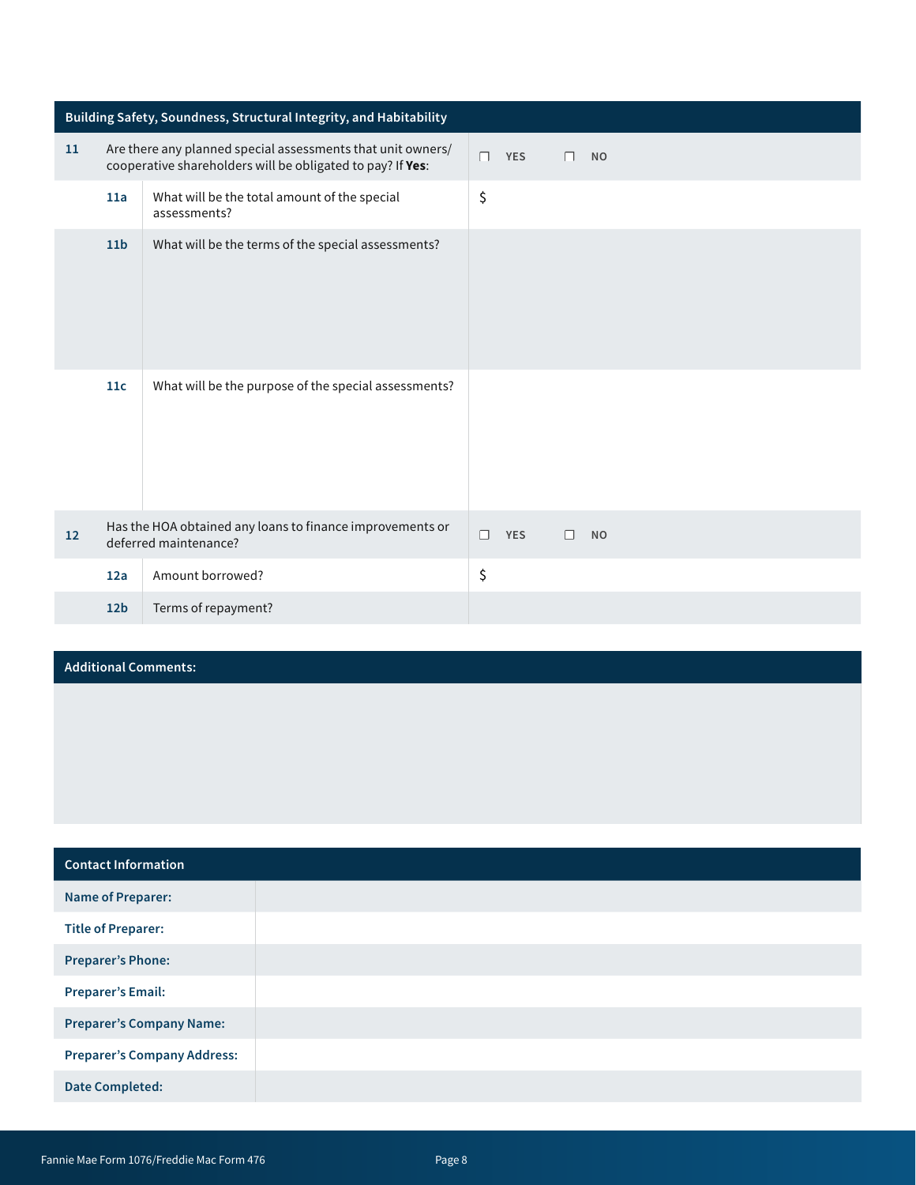| Building Safety, Soundness, Structural Integrity, and Habitability | | |
|---|---|---|
| 11 | Are there any planned special assessments that unit owners/ cooperative shareholders will be obligated to pay? If **Yes**: | ☐ YES ☐ NO |
| 11a | What will be the total amount of the special assessments? | $ |
| 11b | What will be the terms of the special assessments? | |
| 11c | What will be the purpose of the special assessments? | |
| 12 | Has the HOA obtained any loans to finance improvements or deferred maintenance? | ☐ YES ☐ NO |
| 12a | Amount borrowed? | $ |
| 12b | Terms of repayment? | |

**Additional Comments:**

| Contact Information | |
|---|---|
| **Name of Preparer:** | |
| **Title of Preparer:** | |
| **Preparer's Phone:** | |
| **Preparer's Email:** | |
| **Preparer's Company Name:** | |
| **Preparer's Company Address:** | |
| **Date Completed:** | |